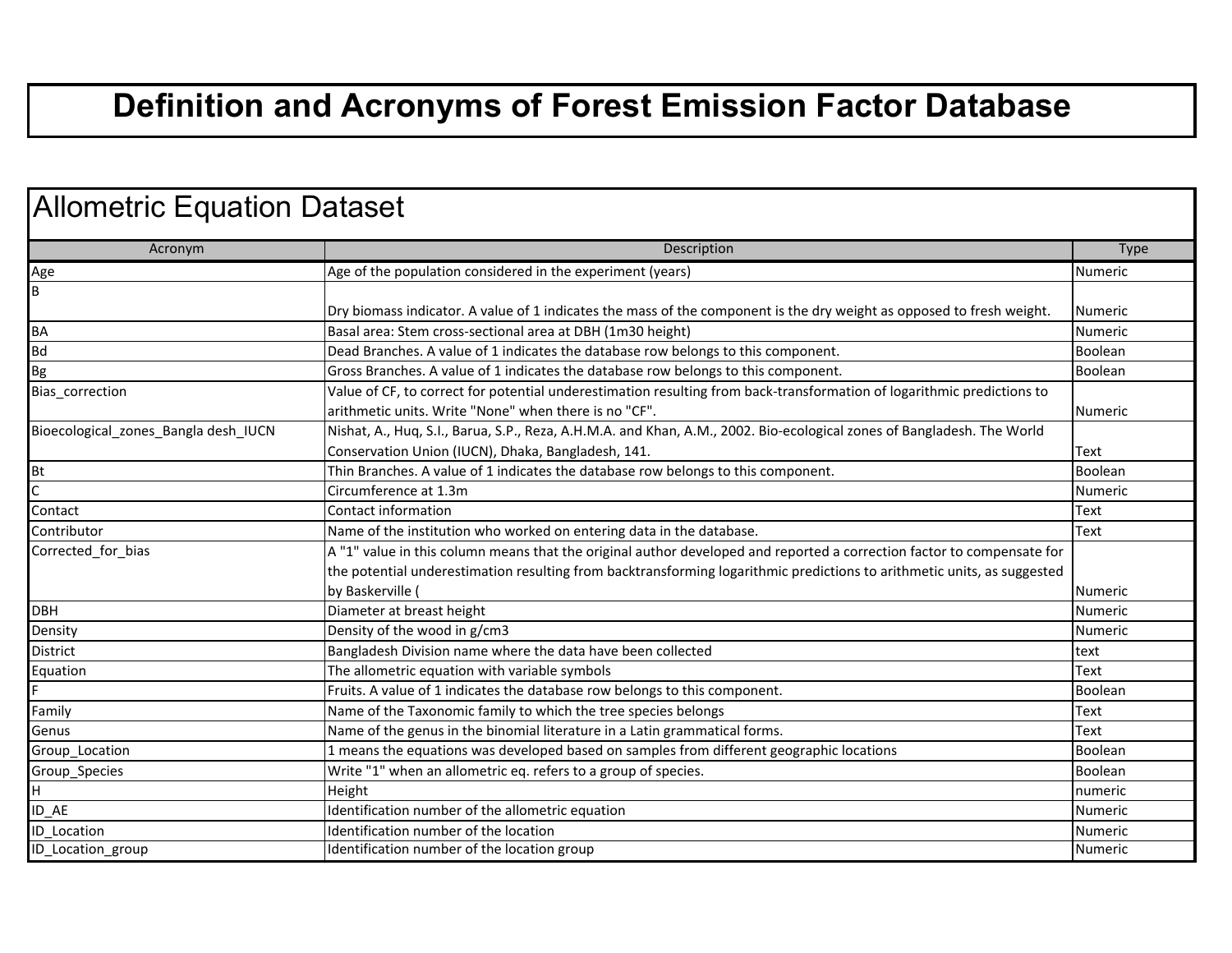# Definition and Acronyms of Forest Emission Factor Database

## Allometric Equation Dataset

| Acronym | Description | Type |
|---|---|---|
| Age | Age of the population considered in the experiment (years) | Numeric |
| B | Dry biomass indicator. A value of 1 indicates the mass of the component is the dry weight as opposed to fresh weight. | Numeric |
| BA | Basal area: Stem cross-sectional area at DBH (1m30 height) | Numeric |
| Bd | Dead Branches. A value of 1 indicates the database row belongs to this component. | Boolean |
| Bg | Gross Branches. A value of 1 indicates the database row belongs to this component. | Boolean |
| Bias_correction | Value of CF, to correct for potential underestimation resulting from back-transformation of logarithmic predictions to arithmetic units. Write "None" when there is no "CF". | Numeric |
| Bioecological_zones_Bangla desh_IUCN | Nishat, A., Huq, S.I., Barua, S.P., Reza, A.H.M.A. and Khan, A.M., 2002. Bio-ecological zones of Bangladesh. The World Conservation Union (IUCN), Dhaka, Bangladesh, 141. | Text |
| Bt | Thin Branches. A value of 1 indicates the database row belongs to this component. | Boolean |
| C | Circumference at 1.3m | Numeric |
| Contact | Contact information | Text |
| Contributor | Name of the institution who worked on entering data in the database. | Text |
| Corrected_for_bias | A "1" value in this column means that the original author developed and reported a correction factor to compensate for the potential underestimation resulting from backtransforming logarithmic predictions to arithmetic units, as suggested by Baskerville ( | Numeric |
| DBH | Diameter at breast height | Numeric |
| Density | Density of the wood in g/cm3 | Numeric |
| District | Bangladesh Division name where the data have been collected | text |
| Equation | The allometric equation with variable symbols | Text |
| F | Fruits. A value of 1 indicates the database row belongs to this component. | Boolean |
| Family | Name of the Taxonomic family to which the tree species belongs | Text |
| Genus | Name of the genus in the binomial literature in a Latin grammatical forms. | Text |
| Group_Location | 1 means the equations was developed based on samples from different geographic locations | Boolean |
| Group_Species | Write "1" when an allometric eq. refers to a group of species. | Boolean |
| H | Height | numeric |
| ID_AE | Identification number of the allometric equation | Numeric |
| ID_Location | Identification number of the location | Numeric |
| ID_Location_group | Identification number of the location group | Numeric |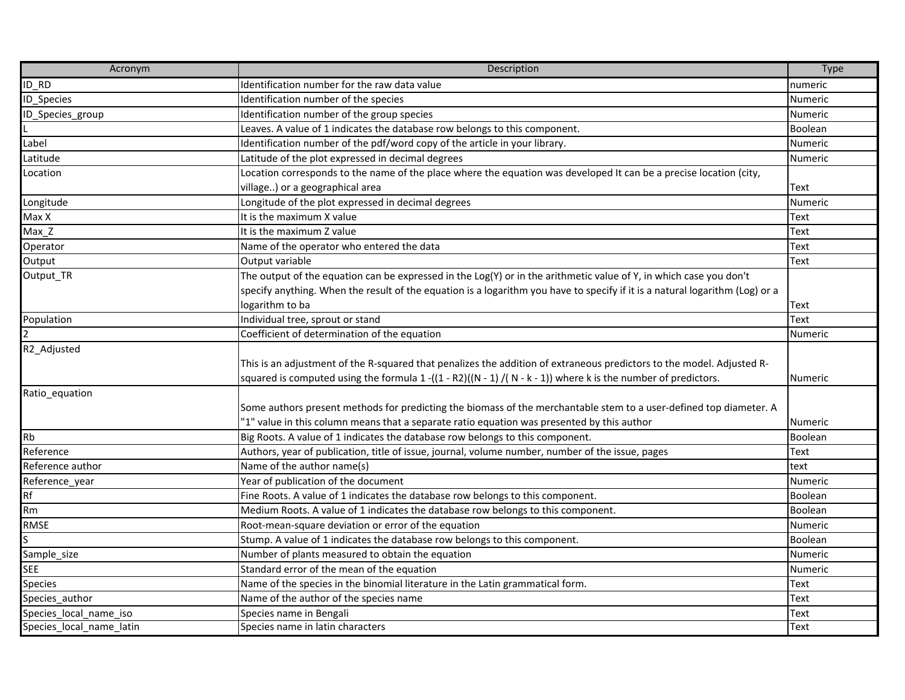| Acronym | Description | Type |
| --- | --- | --- |
| ID_RD | Identification number for the raw data value | numeric |
| ID_Species | Identification number of the species | Numeric |
| ID_Species_group | Identification number of the group species | Numeric |
| L | Leaves. A value of 1 indicates the database row belongs to this component. | Boolean |
| Label | Identification number of the pdf/word copy of the article in your library. | Numeric |
| Latitude | Latitude of the plot expressed in decimal degrees | Numeric |
| Location | Location corresponds to the name of the place where the equation was developed It can be a precise location (city, village..) or a geographical area | Text |
| Longitude | Longitude of the plot expressed in decimal degrees | Numeric |
| Max X | It is the maximum X value | Text |
| Max_Z | It is the maximum Z value | Text |
| Operator | Name of the operator who entered the data | Text |
| Output | Output variable | Text |
| Output_TR | The output of the equation can be expressed in the Log(Y) or in the arithmetic value of Y, in which case you don't specify anything. When the result of the equation is a logarithm you have to specify if it is a natural logarithm (Log) or a logarithm to ba | Text |
| Population | Individual tree, sprout or stand | Text |
| 2 | Coefficient of determination of the equation | Numeric |
| R2_Adjusted | This is an adjustment of the R-squared that penalizes the addition of extraneous predictors to the model. Adjusted R-squared is computed using the formula 1 -((1 - R2)((N - 1) /( N - k - 1)) where k is the number of predictors. | Numeric |
| Ratio_equation | Some authors present methods for predicting the biomass of the merchantable stem to a user-defined top diameter. A "1" value in this column means that a separate ratio equation was presented by this author | Numeric |
| Rb | Big Roots. A value of 1 indicates the database row belongs to this component. | Boolean |
| Reference | Authors, year of publication, title of issue, journal, volume number, number of the issue, pages | Text |
| Reference author | Name of the author name(s) | text |
| Reference_year | Year of publication of the document | Numeric |
| Rf | Fine Roots. A value of 1 indicates the database row belongs to this component. | Boolean |
| Rm | Medium Roots. A value of 1 indicates the database row belongs to this component. | Boolean |
| RMSE | Root-mean-square deviation or error of the equation | Numeric |
| S | Stump. A value of 1 indicates the database row belongs to this component. | Boolean |
| Sample_size | Number of plants measured to obtain the equation | Numeric |
| SEE | Standard error of the mean of the equation | Numeric |
| Species | Name of the species in the binomial literature in the Latin grammatical form. | Text |
| Species_author | Name of the author of the species name | Text |
| Species_local_name_iso | Species name in Bengali | Text |
| Species_local_name_latin | Species name in latin characters | Text |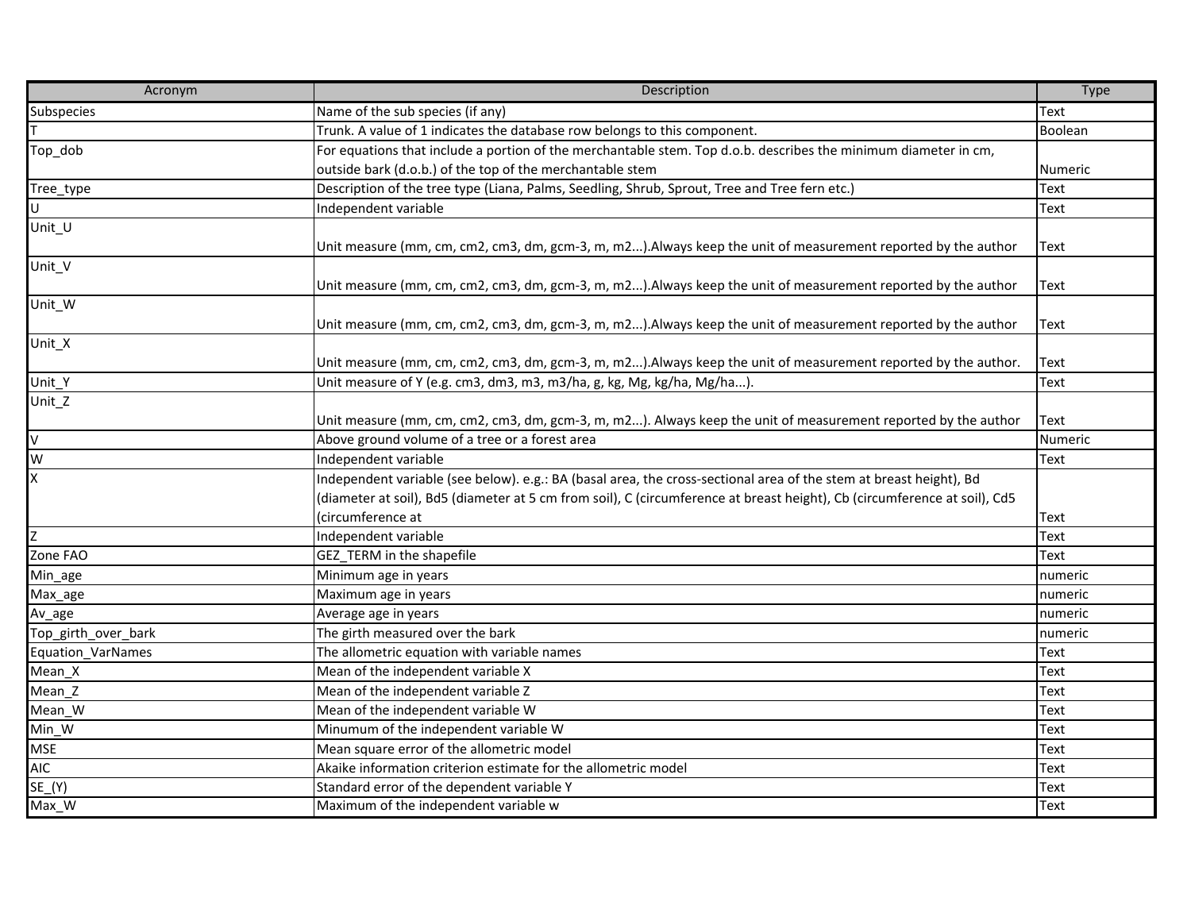| Acronym | Description | Type |
|---|---|---|
| Subspecies | Name of the sub species (if any) | Text |
| T | Trunk. A value of 1 indicates the database row belongs to this component. | Boolean |
| Top_dob | For equations that include a portion of the merchantable stem. Top d.o.b. describes the minimum diameter in cm, outside bark (d.o.b.) of the top of the merchantable stem | Numeric |
| Tree_type | Description of the tree type (Liana, Palms, Seedling, Shrub, Sprout, Tree and Tree fern etc.) | Text |
| U | Independent variable | Text |
| Unit_U | Unit measure (mm, cm, cm2, cm3, dm, gcm-3, m, m2...).Always keep the unit of measurement reported by the author | Text |
| Unit_V | Unit measure (mm, cm, cm2, cm3, dm, gcm-3, m, m2...).Always keep the unit of measurement reported by the author | Text |
| Unit_W | Unit measure (mm, cm, cm2, cm3, dm, gcm-3, m, m2...).Always keep the unit of measurement reported by the author | Text |
| Unit_X | Unit measure (mm, cm, cm2, cm3, dm, gcm-3, m, m2...).Always keep the unit of measurement reported by the author. | Text |
| Unit_Y | Unit measure of Y (e.g. cm3, dm3, m3, m3/ha, g, kg, Mg, kg/ha, Mg/ha...). | Text |
| Unit_Z | Unit measure (mm, cm, cm2, cm3, dm, gcm-3, m, m2...). Always keep the unit of measurement reported by the author | Text |
| V | Above ground volume of a tree or a forest area | Numeric |
| W | Independent variable | Text |
| X | Independent variable (see below). e.g.: BA (basal area, the cross-sectional area of the stem at breast height), Bd (diameter at soil), Bd5 (diameter at 5 cm from soil), C (circumference at breast height), Cb (circumference at soil), Cd5 (circumference at | Text |
| Z | Independent variable | Text |
| Zone FAO | GEZ_TERM in the shapefile | Text |
| Min_age | Minimum age in years | numeric |
| Max_age | Maximum age in years | numeric |
| Av_age | Average age in years | numeric |
| Top_girth_over_bark | The girth measured over the bark | numeric |
| Equation_VarNames | The allometric equation with variable names | Text |
| Mean_X | Mean of the independent variable X | Text |
| Mean_Z | Mean of the independent variable Z | Text |
| Mean_W | Mean of the independent variable W | Text |
| Min_W | Minumum of the independent variable W | Text |
| MSE | Mean square error of the allometric model | Text |
| AIC | Akaike information criterion estimate for the allometric model | Text |
| SE_(Y) | Standard error of the dependent variable Y | Text |
| Max_W | Maximum of the independent variable w | Text |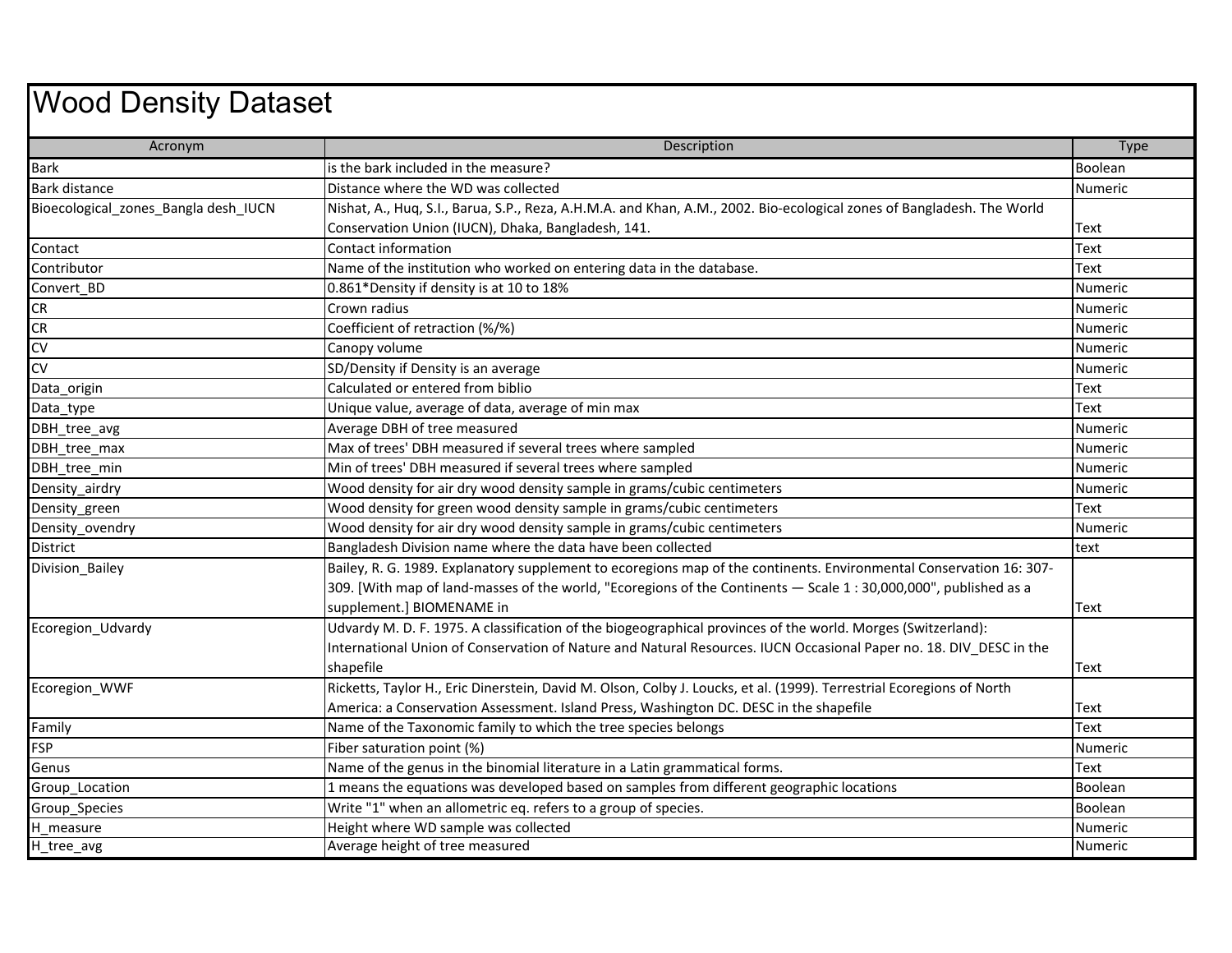# Wood Density Dataset

| Acronym | Description | Type |
|---|---|---|
| Bark | is the bark included in the measure? | Boolean |
| Bark distance | Distance where the WD was collected | Numeric |
| Bioecological_zones_Bangla desh_IUCN | Nishat, A., Huq, S.I., Barua, S.P., Reza, A.H.M.A. and Khan, A.M., 2002. Bio-ecological zones of Bangladesh. The World Conservation Union (IUCN), Dhaka, Bangladesh, 141. | Text |
| Contact | Contact information | Text |
| Contributor | Name of the institution who worked on entering data in the database. | Text |
| Convert_BD | 0.861*Density if density is at 10 to 18% | Numeric |
| CR | Crown radius | Numeric |
| CR | Coefficient of retraction (%/%) | Numeric |
| CV | Canopy volume | Numeric |
| CV | SD/Density if Density is an average | Numeric |
| Data_origin | Calculated or entered from biblio | Text |
| Data_type | Unique value, average of data, average of min max | Text |
| DBH_tree_avg | Average DBH of tree measured | Numeric |
| DBH_tree_max | Max of trees' DBH measured if several trees where sampled | Numeric |
| DBH_tree_min | Min of trees' DBH measured if several trees where sampled | Numeric |
| Density_airdry | Wood density for air dry wood density sample in grams/cubic centimeters | Numeric |
| Density_green | Wood density for green wood density sample in grams/cubic centimeters | Text |
| Density_ovendry | Wood density for air dry wood density sample in grams/cubic centimeters | Numeric |
| District | Bangladesh Division name where the data have been collected | text |
| Division_Bailey | Bailey, R. G. 1989. Explanatory supplement to ecoregions map of the continents. Environmental Conservation 16: 307-309. [With map of land-masses of the world, "Ecoregions of the Continents — Scale 1 : 30,000,000", published as a supplement.] BIOMENAME in | Text |
| Ecoregion_Udvardy | Udvardy M. D. F. 1975. A classification of the biogeographical provinces of the world. Morges (Switzerland): International Union of Conservation of Nature and Natural Resources. IUCN Occasional Paper no. 18. DIV_DESC in the shapefile | Text |
| Ecoregion_WWF | Ricketts, Taylor H., Eric Dinerstein, David M. Olson, Colby J. Loucks, et al. (1999). Terrestrial Ecoregions of North America: a Conservation Assessment. Island Press, Washington DC. DESC in the shapefile | Text |
| Family | Name of the Taxonomic family to which the tree species belongs | Text |
| FSP | Fiber saturation point (%) | Numeric |
| Genus | Name of the genus in the binomial literature in a Latin grammatical forms. | Text |
| Group_Location | 1 means the equations was developed based on samples from different geographic locations | Boolean |
| Group_Species | Write "1" when an allometric eq. refers to a group of species. | Boolean |
| H_measure | Height where WD sample was collected | Numeric |
| H_tree_avg | Average height of tree measured | Numeric |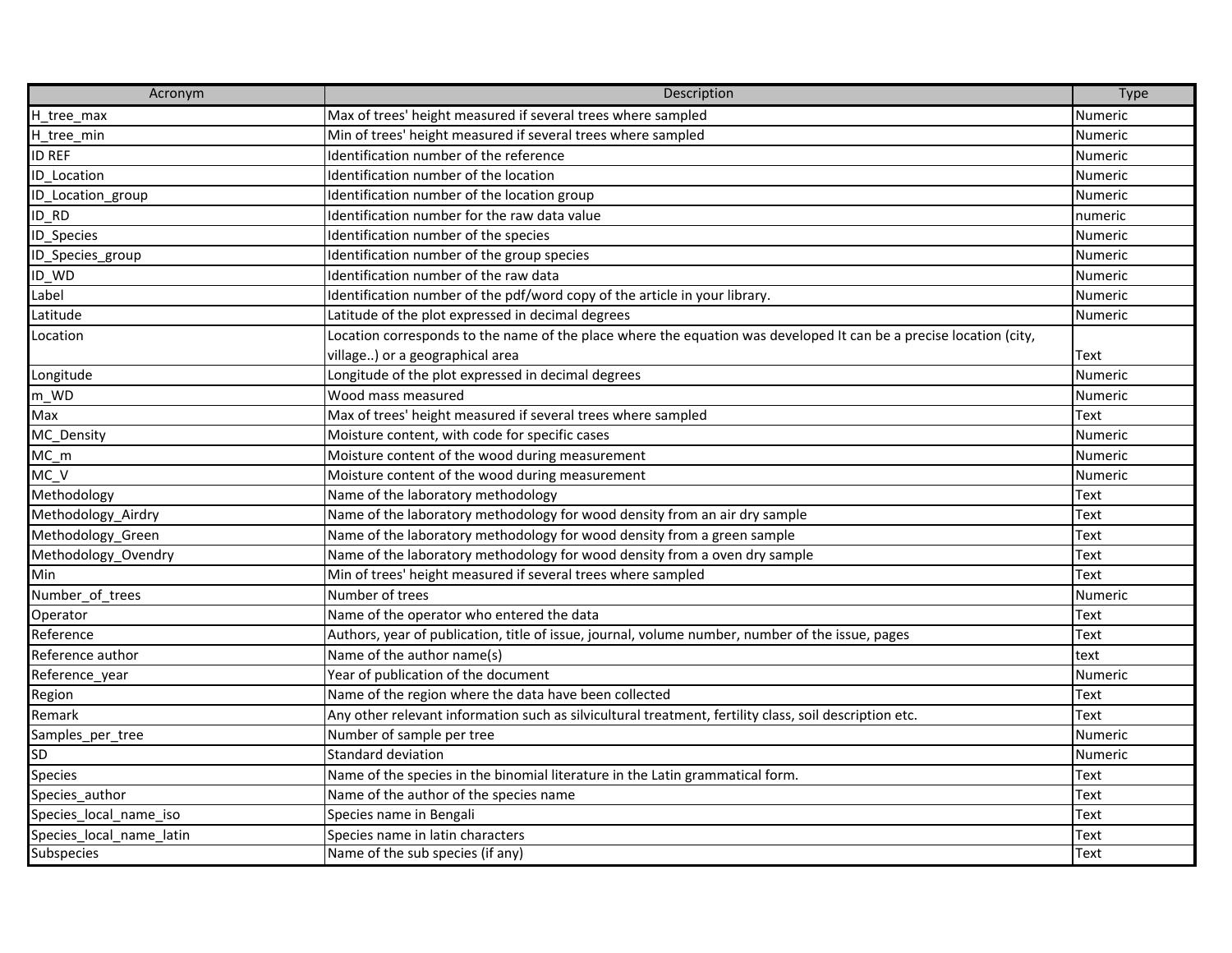| Acronym | Description | Type |
|---|---|---|
| H_tree_max | Max of trees' height measured if several trees where sampled | Numeric |
| H_tree_min | Min of trees' height measured if several trees where sampled | Numeric |
| ID REF | Identification number of the reference | Numeric |
| ID_Location | Identification number of the location | Numeric |
| ID_Location_group | Identification number of the location group | Numeric |
| ID_RD | Identification number for the raw data value | numeric |
| ID_Species | Identification number of the species | Numeric |
| ID_Species_group | Identification number of the group species | Numeric |
| ID_WD | Identification number of the raw data | Numeric |
| Label | Identification number of the pdf/word copy of the article in your library. | Numeric |
| Latitude | Latitude of the plot expressed in decimal degrees | Numeric |
| Location | Location corresponds to the name of the place where the equation was developed It can be a precise location (city, village..) or a geographical area | Text |
| Longitude | Longitude of the plot expressed in decimal degrees | Numeric |
| m_WD | Wood mass measured | Numeric |
| Max | Max of trees' height measured if several trees where sampled | Text |
| MC_Density | Moisture content, with code for specific cases | Numeric |
| MC_m | Moisture content of the wood during measurement | Numeric |
| MC_V | Moisture content of the wood during measurement | Numeric |
| Methodology | Name of the laboratory methodology | Text |
| Methodology_Airdry | Name of the laboratory methodology for wood density from an air dry sample | Text |
| Methodology_Green | Name of the laboratory methodology for wood density from a green sample | Text |
| Methodology_Ovendry | Name of the laboratory methodology for wood density from a oven dry sample | Text |
| Min | Min of trees' height measured if several trees where sampled | Text |
| Number_of_trees | Number of trees | Numeric |
| Operator | Name of the operator who entered the data | Text |
| Reference | Authors, year of publication, title of issue, journal, volume number, number of the issue, pages | Text |
| Reference author | Name of the author name(s) | text |
| Reference_year | Year of publication of the document | Numeric |
| Region | Name of the region where the data have been collected | Text |
| Remark | Any other relevant information such as silvicultural treatment, fertility class, soil description etc. | Text |
| Samples_per_tree | Number of sample per tree | Numeric |
| SD | Standard deviation | Numeric |
| Species | Name of the species in the binomial literature in the Latin grammatical form. | Text |
| Species_author | Name of the author of the species name | Text |
| Species_local_name_iso | Species name in Bengali | Text |
| Species_local_name_latin | Species name in latin characters | Text |
| Subspecies | Name of the sub species (if any) | Text |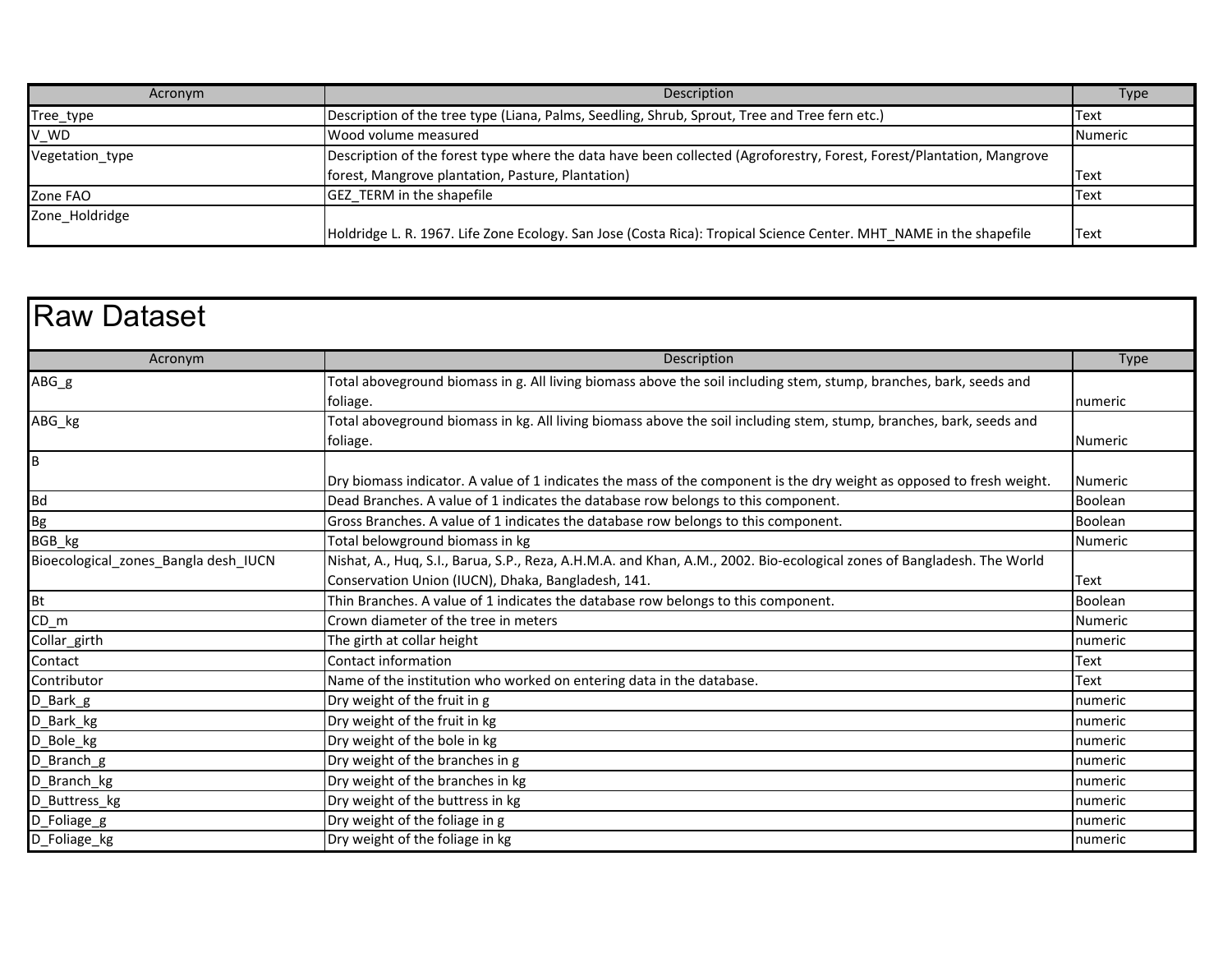| Acronym | Description | Type |
| --- | --- | --- |
| Tree_type | Description of the tree type (Liana, Palms, Seedling, Shrub, Sprout, Tree and Tree fern etc.) | Text |
| V_WD | Wood volume measured | Numeric |
| Vegetation_type | Description of the forest type where the data have been collected (Agroforestry, Forest, Forest/Plantation, Mangrove forest, Mangrove plantation, Pasture, Plantation) | Text |
| Zone FAO | GEZ_TERM in the shapefile | Text |
| Zone_Holdridge | Holdridge L. R. 1967. Life Zone Ecology. San Jose (Costa Rica): Tropical Science Center. MHT_NAME in the shapefile | Text |

## Raw Dataset

| Acronym | Description | Type |
| --- | --- | --- |
| ABG_g | Total aboveground biomass in g. All living biomass above the soil including stem, stump, branches, bark, seeds and foliage. | numeric |
| ABG_kg | Total aboveground biomass in kg. All living biomass above the soil including stem, stump, branches, bark, seeds and foliage. | Numeric |
| B | Dry biomass indicator. A value of 1 indicates the mass of the component is the dry weight as opposed to fresh weight. | Numeric |
| Bd | Dead Branches. A value of 1 indicates the database row belongs to this component. | Boolean |
| Bg | Gross Branches. A value of 1 indicates the database row belongs to this component. | Boolean |
| BGB_kg | Total belowground biomass in kg | Numeric |
| Bioecological_zones_Bangla desh_IUCN | Nishat, A., Huq, S.I., Barua, S.P., Reza, A.H.M.A. and Khan, A.M., 2002. Bio-ecological zones of Bangladesh. The World Conservation Union (IUCN), Dhaka, Bangladesh, 141. | Text |
| Bt | Thin Branches. A value of 1 indicates the database row belongs to this component. | Boolean |
| CD_m | Crown diameter of the tree in meters | Numeric |
| Collar_girth | The girth at collar height | numeric |
| Contact | Contact information | Text |
| Contributor | Name of the institution who worked on entering data in the database. | Text |
| D_Bark_g | Dry weight of the fruit in g | numeric |
| D_Bark_kg | Dry weight of the fruit in kg | numeric |
| D_Bole_kg | Dry weight of the bole in kg | numeric |
| D_Branch_g | Dry weight of the branches in g | numeric |
| D_Branch_kg | Dry weight of the branches in kg | numeric |
| D_Buttress_kg | Dry weight of the buttress in kg | numeric |
| D_Foliage_g | Dry weight of the foliage in g | numeric |
| D_Foliage_kg | Dry weight of the foliage in kg | numeric |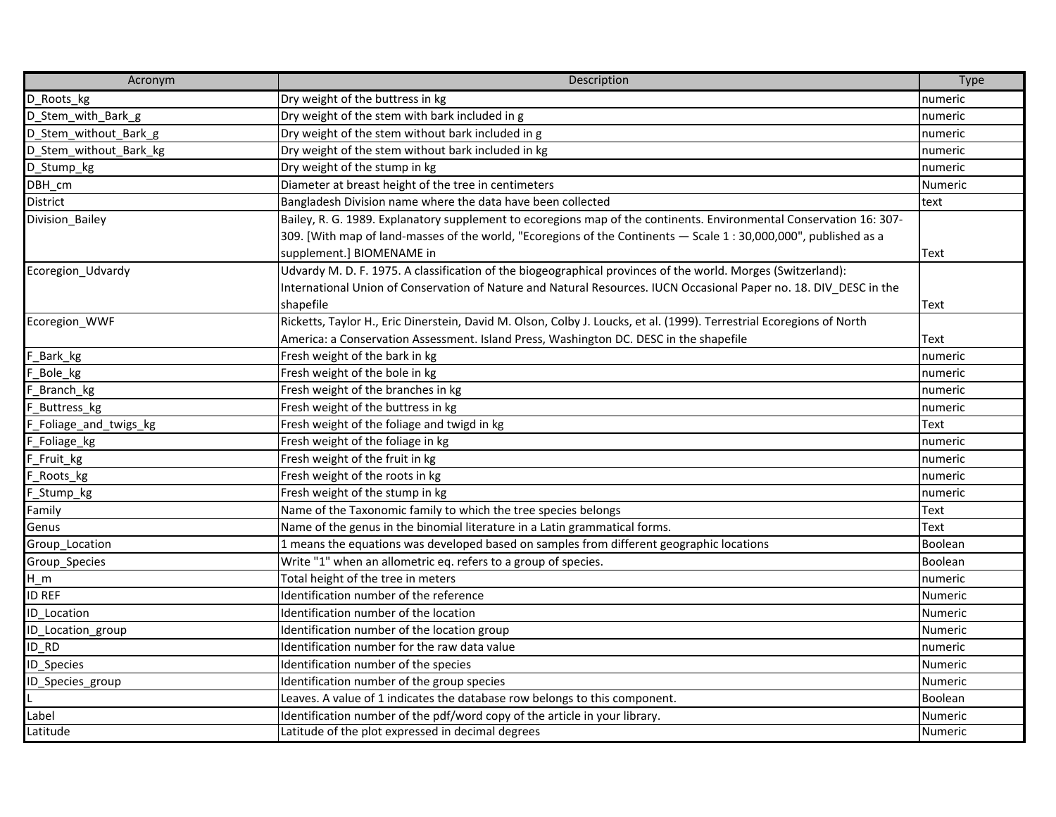| Acronym | Description | Type |
|---|---|---|
| D_Roots_kg | Dry weight of the buttress in kg | numeric |
| D_Stem_with_Bark_g | Dry weight of the stem with bark included in g | numeric |
| D_Stem_without_Bark_g | Dry weight of the stem without bark included in g | numeric |
| D_Stem_without_Bark_kg | Dry weight of the stem without bark included in kg | numeric |
| D_Stump_kg | Dry weight of the stump in kg | numeric |
| DBH_cm | Diameter at breast height of the tree in centimeters | Numeric |
| District | Bangladesh Division name where the data have been collected | text |
| Division_Bailey | Bailey, R. G. 1989. Explanatory supplement to ecoregions map of the continents. Environmental Conservation 16: 307-309. [With map of land-masses of the world, "Ecoregions of the Continents — Scale 1 : 30,000,000", published as a supplement.] BIOMENAME in | Text |
| Ecoregion_Udvardy | Udvardy M. D. F. 1975. A classification of the biogeographical provinces of the world. Morges (Switzerland): International Union of Conservation of Nature and Natural Resources. IUCN Occasional Paper no. 18. DIV_DESC in the shapefile | Text |
| Ecoregion_WWF | Ricketts, Taylor H., Eric Dinerstein, David M. Olson, Colby J. Loucks, et al. (1999). Terrestrial Ecoregions of North America: a Conservation Assessment. Island Press, Washington DC. DESC in the shapefile | Text |
| F_Bark_kg | Fresh weight of the bark in kg | numeric |
| F_Bole_kg | Fresh weight of the bole in kg | numeric |
| F_Branch_kg | Fresh weight of the branches in kg | numeric |
| F_Buttress_kg | Fresh weight of the buttress in kg | numeric |
| F_Foliage_and_twigs_kg | Fresh weight of the foliage and twigd in kg | Text |
| F_Foliage_kg | Fresh weight of the foliage in kg | numeric |
| F_Fruit_kg | Fresh weight of the fruit in kg | numeric |
| F_Roots_kg | Fresh weight of the roots in kg | numeric |
| F_Stump_kg | Fresh weight of the stump in kg | numeric |
| Family | Name of the Taxonomic family to which the tree species belongs | Text |
| Genus | Name of the genus in the binomial literature in a Latin grammatical forms. | Text |
| Group_Location | 1 means the equations was developed based on samples from different geographic locations | Boolean |
| Group_Species | Write "1" when an allometric eq. refers to a group of species. | Boolean |
| H_m | Total height of the tree in meters | numeric |
| ID REF | Identification number of the reference | Numeric |
| ID_Location | Identification number of the location | Numeric |
| ID_Location_group | Identification number of the location group | Numeric |
| ID_RD | Identification number for the raw data value | numeric |
| ID_Species | Identification number of the species | Numeric |
| ID_Species_group | Identification number of the group species | Numeric |
| L | Leaves. A value of 1 indicates the database row belongs to this component. | Boolean |
| Label | Identification number of the pdf/word copy of the article in your library. | Numeric |
| Latitude | Latitude of the plot expressed in decimal degrees | Numeric |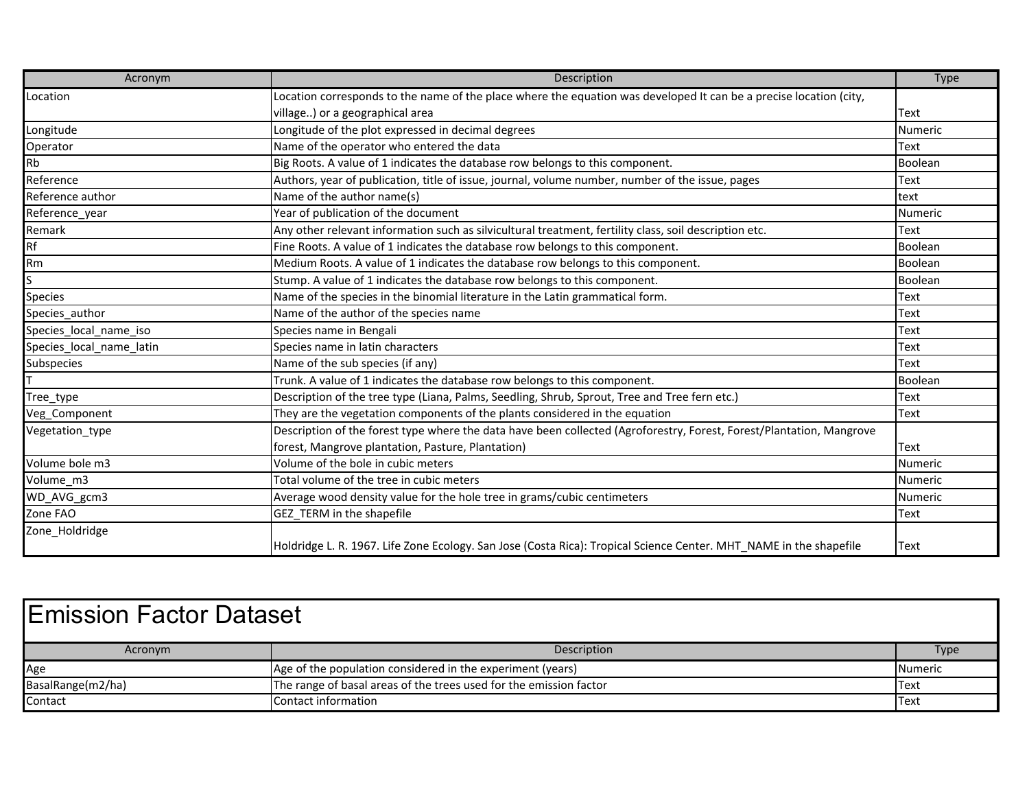| Acronym | Description | Type |
|---|---|---|
| Location | Location corresponds to the name of the place where the equation was developed It can be a precise location (city, village..) or a geographical area | Text |
| Longitude | Longitude of the plot expressed in decimal degrees | Numeric |
| Operator | Name of the operator who entered the data | Text |
| Rb | Big Roots. A value of 1 indicates the database row belongs to this component. | Boolean |
| Reference | Authors, year of publication, title of issue, journal, volume number, number of the issue, pages | Text |
| Reference author | Name of the author name(s) | text |
| Reference_year | Year of publication of the document | Numeric |
| Remark | Any other relevant information such as silvicultural treatment, fertility class, soil description etc. | Text |
| Rf | Fine Roots. A value of 1 indicates the database row belongs to this component. | Boolean |
| Rm | Medium Roots. A value of 1 indicates the database row belongs to this component. | Boolean |
| S | Stump. A value of 1 indicates the database row belongs to this component. | Boolean |
| Species | Name of the species in the binomial literature in the Latin grammatical form. | Text |
| Species_author | Name of the author of the species name | Text |
| Species_local_name_iso | Species name in Bengali | Text |
| Species_local_name_latin | Species name in latin characters | Text |
| Subspecies | Name of the sub species (if any) | Text |
| T | Trunk. A value of 1 indicates the database row belongs to this component. | Boolean |
| Tree_type | Description of the tree type (Liana, Palms, Seedling, Shrub, Sprout, Tree and Tree fern etc.) | Text |
| Veg_Component | They are the vegetation components of the plants considered in the equation | Text |
| Vegetation_type | Description of the forest type where the data have been collected (Agroforestry, Forest, Forest/Plantation, Mangrove forest, Mangrove plantation, Pasture, Plantation) | Text |
| Volume bole m3 | Volume of the bole in cubic meters | Numeric |
| Volume_m3 | Total volume of the tree in cubic meters | Numeric |
| WD_AVG_gcm3 | Average wood density value for the hole tree in grams/cubic centimeters | Numeric |
| Zone FAO | GEZ_TERM in the shapefile | Text |
| Zone_Holdridge | Holdridge L. R. 1967. Life Zone Ecology. San Jose (Costa Rica): Tropical Science Center. MHT_NAME in the shapefile | Text |

# Emission Factor Dataset

| Acronym | Description | Type |
|---|---|---|
| Age | Age of the population considered in the experiment (years) | Numeric |
| BasalRange(m2/ha) | The range of basal areas of the trees used for the emission factor | Text |
| Contact | Contact information | Text |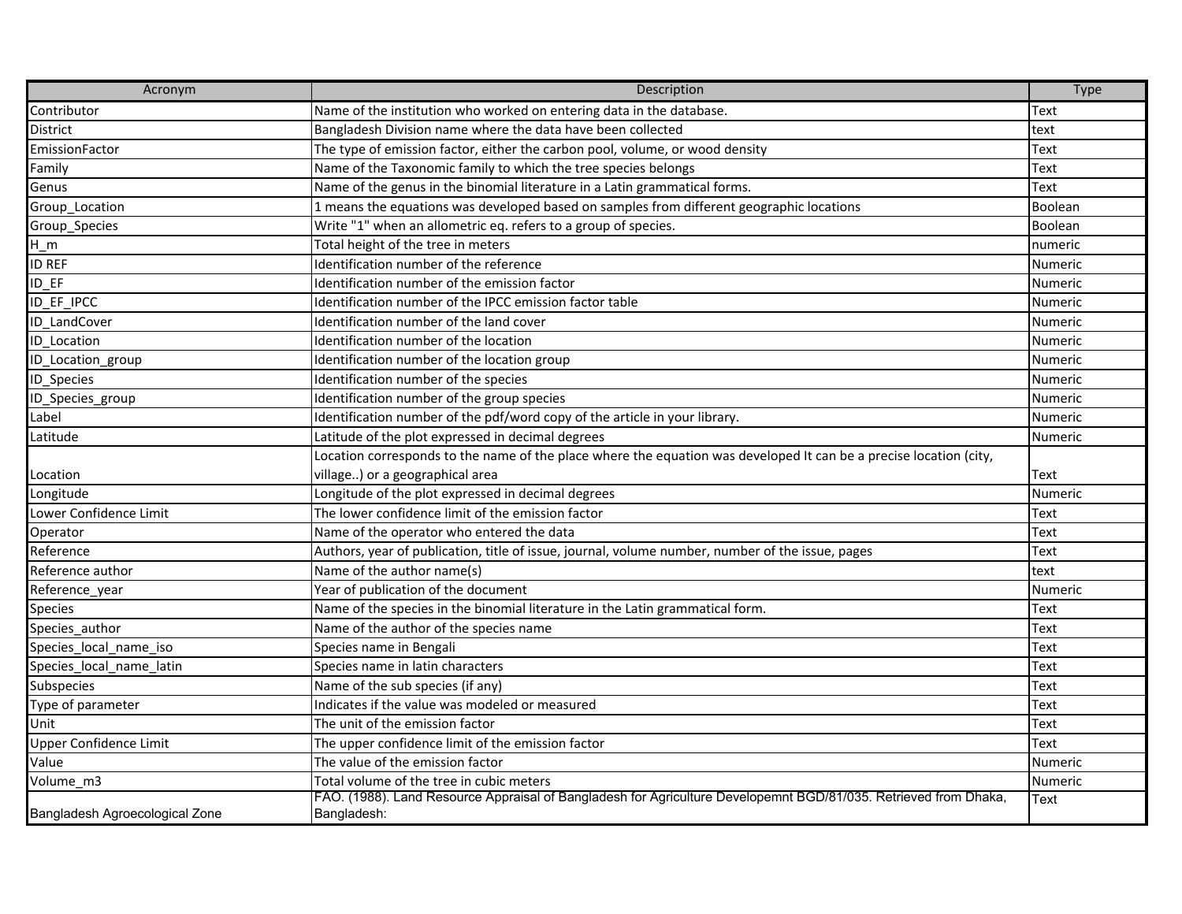| Acronym | Description | Type |
| --- | --- | --- |
| Contributor | Name of the institution who worked on entering data in the database. | Text |
| District | Bangladesh Division name where the data have been collected | text |
| EmissionFactor | The type of emission factor, either the carbon pool, volume, or wood density | Text |
| Family | Name of the Taxonomic family to which the tree species belongs | Text |
| Genus | Name of the genus in the binomial literature in a Latin grammatical forms. | Text |
| Group_Location | 1 means the equations was developed based on samples from different geographic locations | Boolean |
| Group_Species | Write "1" when an allometric eq. refers to a group of species. | Boolean |
| H_m | Total height of the tree in meters | numeric |
| ID REF | Identification number of the reference | Numeric |
| ID_EF | Identification number of the emission factor | Numeric |
| ID_EF_IPCC | Identification number of the IPCC emission factor table | Numeric |
| ID_LandCover | Identification number of the land cover | Numeric |
| ID_Location | Identification number of the location | Numeric |
| ID_Location_group | Identification number of the location group | Numeric |
| ID_Species | Identification number of the species | Numeric |
| ID_Species_group | Identification number of the group species | Numeric |
| Label | Identification number of the pdf/word copy of the article in your library. | Numeric |
| Latitude | Latitude of the plot expressed in decimal degrees | Numeric |
| Location | Location corresponds to the name of the place where the equation was developed It can be a precise location (city, village..) or a geographical area | Text |
| Longitude | Longitude of the plot expressed in decimal degrees | Numeric |
| Lower Confidence Limit | The lower confidence limit of the emission factor | Text |
| Operator | Name of the operator who entered the data | Text |
| Reference | Authors, year of publication, title of issue, journal, volume number, number of the issue, pages | Text |
| Reference author | Name of the author name(s) | text |
| Reference_year | Year of publication of the document | Numeric |
| Species | Name of the species in the binomial literature in the Latin grammatical form. | Text |
| Species_author | Name of the author of the species name | Text |
| Species_local_name_iso | Species name in Bengali | Text |
| Species_local_name_latin | Species name in latin characters | Text |
| Subspecies | Name of the sub species (if any) | Text |
| Type of parameter | Indicates if the value was modeled or measured | Text |
| Unit | The unit of the emission factor | Text |
| Upper Confidence Limit | The upper confidence limit of the emission factor | Text |
| Value | The value of the emission factor | Numeric |
| Volume_m3 | Total volume of the tree in cubic meters | Numeric |
| Bangladesh Agroecological Zone | FAO. (1988). Land Resource Appraisal of Bangladesh for Agriculture Developemnt BGD/81/035. Retrieved from Dhaka, Bangladesh: | Text |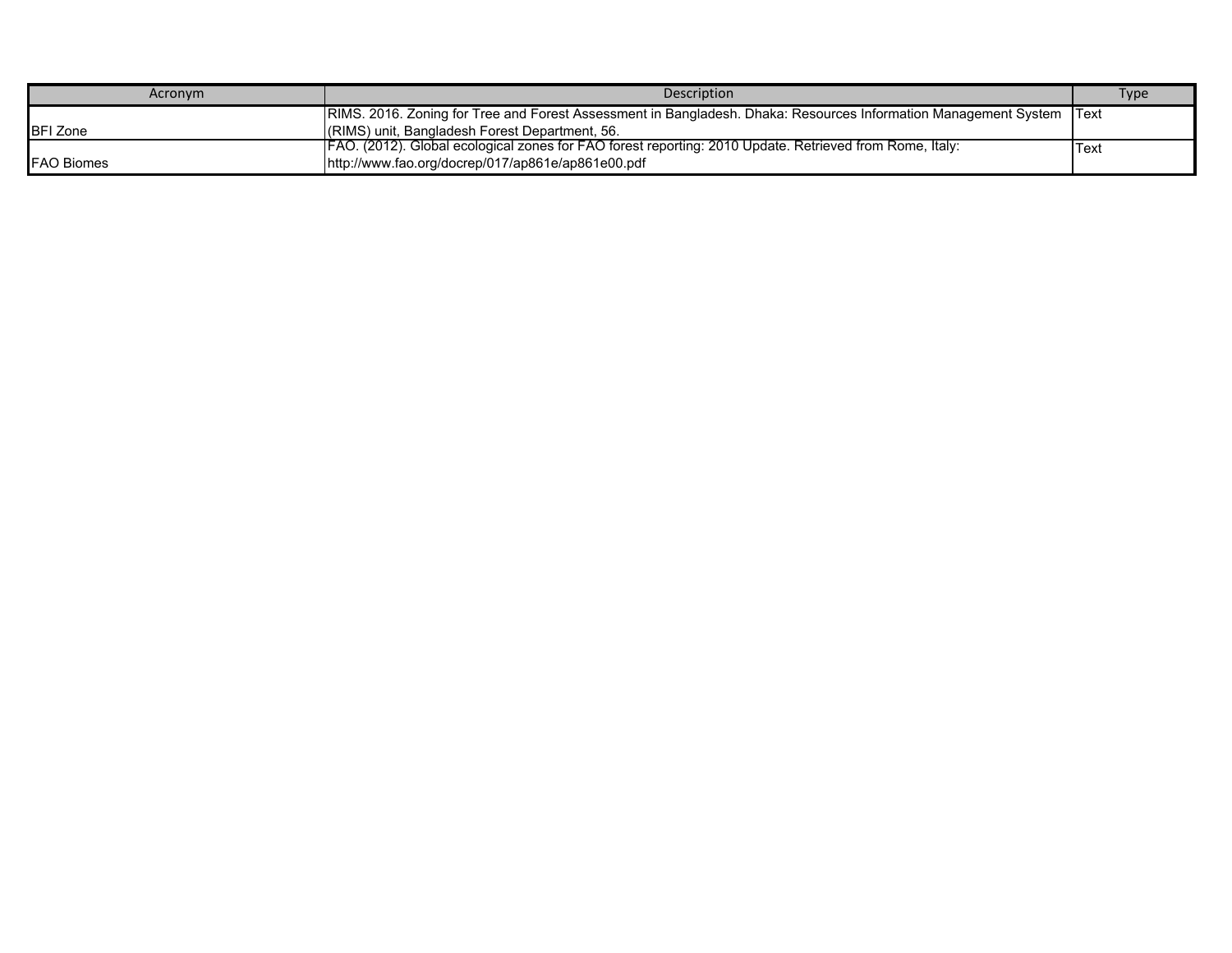| Acronym | Description | Type |
| --- | --- | --- |
| BFI Zone | RIMS. 2016. Zoning for Tree and Forest Assessment in Bangladesh. Dhaka: Resources Information Management System (RIMS) unit, Bangladesh Forest Department, 56. | Text |
| FAO Biomes | FAO. (2012). Global ecological zones for FAO forest reporting: 2010 Update. Retrieved from Rome, Italy: http://www.fao.org/docrep/017/ap861e/ap861e00.pdf | Text |